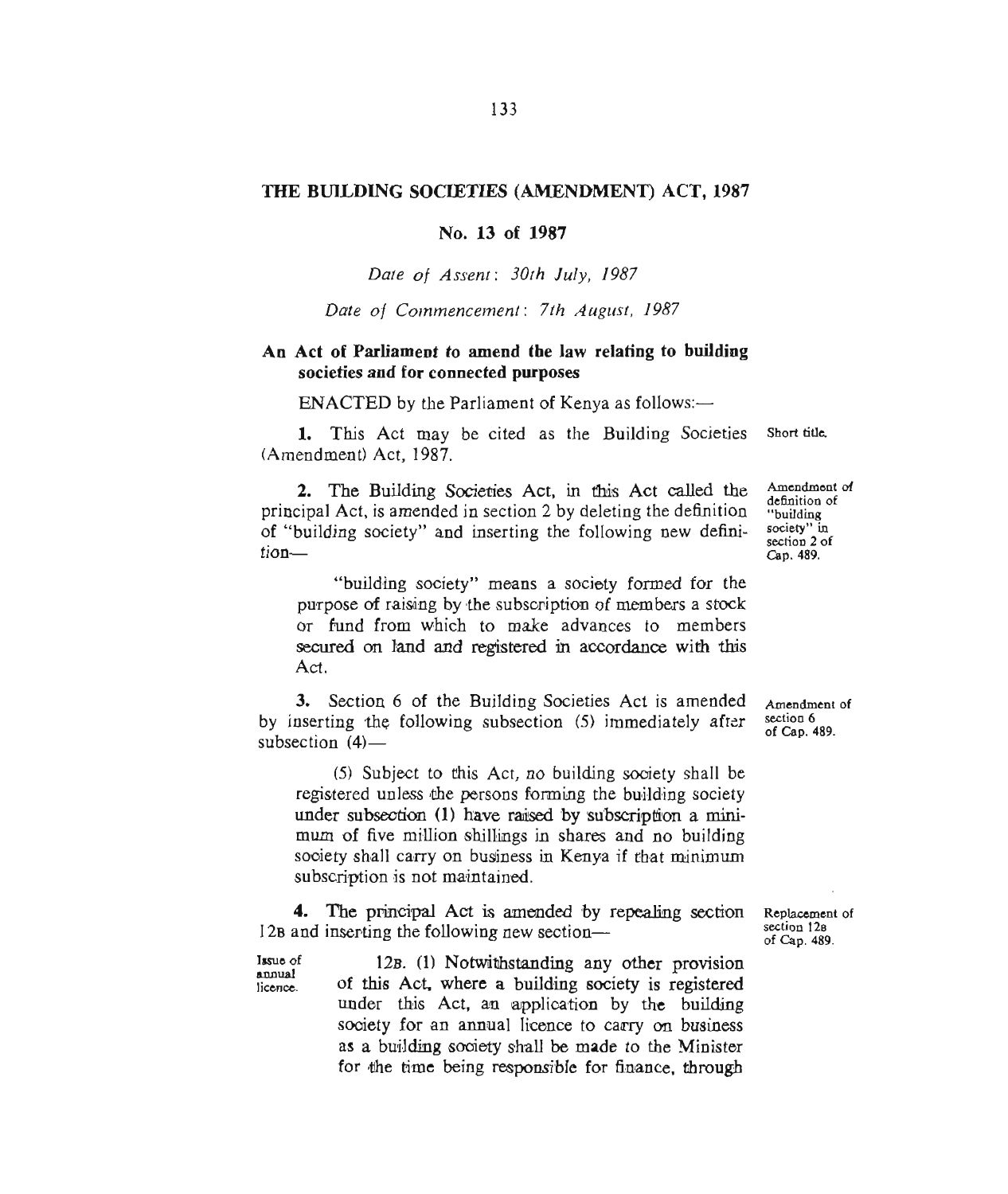# THE BUILDING SOCIETIES (AMENDMENT) ACT, 1987

## No. 13 of 1987

*Date of Assent: 30th July, 1987*

*Date of Commencement: 7th August, 1987*

**An Act of Parliament to amend the law relating to building societies and for connected purposes**

ENACTED by the Parliament of Kenya as follows:—

**1.** This Act may be cited as the Building Societies (Amendment) Act, 1987.

Short title.

**2.** The Building Societies Act, in this Act called the principal Act, is amended in section 2 by deleting the definition of "building society" and inserting the following new definition—

Amendment of definition of "building society" in section 2 of Cap. 489.

> "building society" means a society formed for the purpose of raising by the subscription of members a stock or fund from which to make advances to members secured on land and registered in accordance with this Act.

**3.** Section 6 of the Building Societies Act is amended by inserting the following subsection (5) immediately after subsection (4)—

Amendment of section 6 of Cap. 489.

> (5) Subject to this Act, no building society shall be registered unless the persons forming the building society under subsection (1) have raised by subscription a minimum of five million shillings in shares and no building society shall carry on business in Kenya if that minimum subscription is not maintained.

**4.** The principal Act is amended by repealing section 12B and inserting the following new section—

Replacement of section 12B of Cap. 489.

Issue of annual licence.

> 12B. (1) Notwithstanding any other provision of this Act, where a building society is registered under this Act, an application by the building society for an annual licence to carry on business as a building society shall be made to the Minister for the time being responsible for finance, through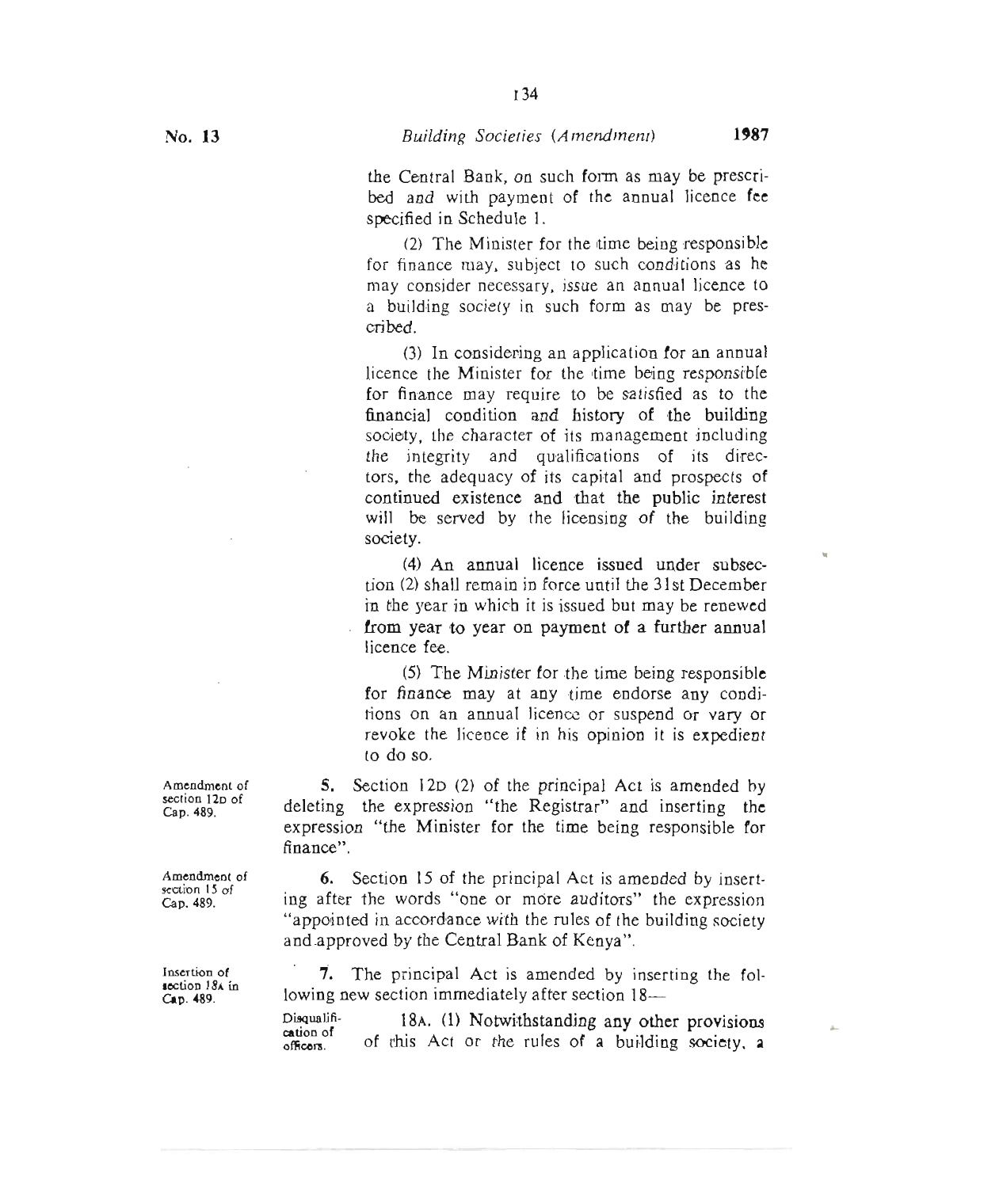the Central Bank, on such form as may be prescribed and with payment of the annual licence fee specified in Schedule 1.

(2) The Minister for the time being responsible for finance may, subject to such conditions as he may consider necessary, issue an annual licence to a building society in such form as may be prescribed.

(3) In considering an application for an annual licence the Minister for the time being responsible for finance may require to be satisfied as to the financial condition and history of the building society, the character of its management including the integrity and qualifications of its directors, the adequacy of its capital and prospects of continued existence and that the public interest will be served by the licensing of the building society.

(4) An annual licence issued under subsection (2) shall remain in force until the 31st December in the year in which it is issued but may be renewed from year to year on payment of a further annual licence fee.

(5) The Minister for the time being responsible for finance may at any time endorse any conditions on an annual licence or suspend or vary or revoke the licence if in his opinion it is expedient to do so.

Amendment of section 12D of Cap. 489.

**5.** Section 12D (2) of the principal Act is amended by deleting the expression "the Registrar" and inserting the expression "the Minister for the time being responsible for finance".

Amendment of section 15 of Cap. 489.

**6.** Section 15 of the principal Act is amended by inserting after the words "one or more auditors" the expression "appointed in accordance with the rules of the building society and approved by the Central Bank of Kenya".

Insertion of section 18A in Cap. 489.

**7.** The principal Act is amended by inserting the following new section immediately after section 18—

Disqualification of officers.

18A. (1) Notwithstanding any other provisions of this Act or the rules of a building society, a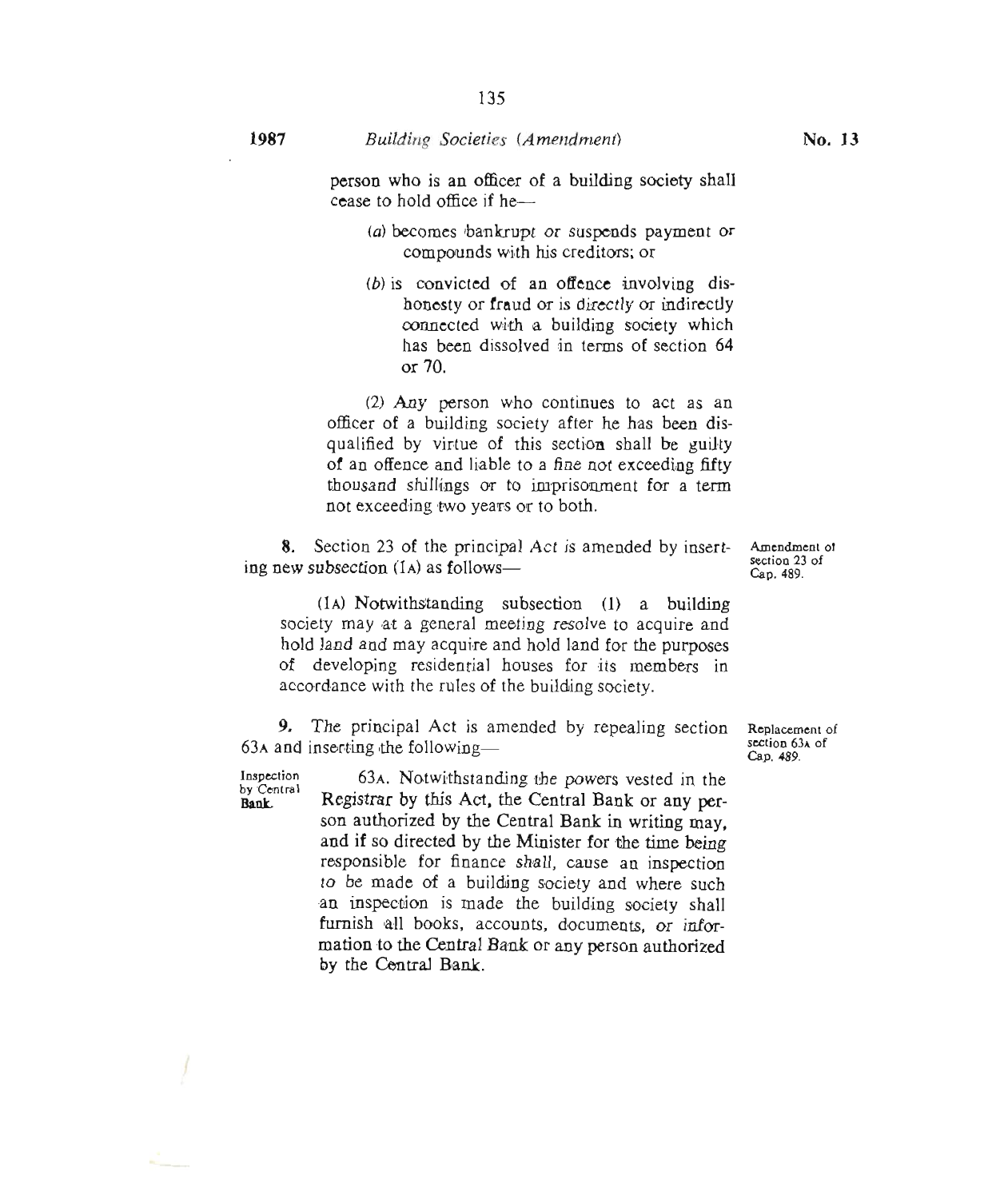person who is an officer of a building society shall cease to hold office if he—

(a) becomes bankrupt or suspends payment or compounds with his creditors; or

(b) is convicted of an offence involving dishonesty or fraud or is directly or indirectly connected with a building society which has been dissolved in terms of section 64 or 70.

(2) Any person who continues to act as an officer of a building society after he has been disqualified by virtue of this section shall be guilty of an offence and liable to a fine not exceeding fifty thousand shillings or to imprisonment for a term not exceeding two years or to both.

*Amendment of section 23 of Cap. 489.*

**8.** Section 23 of the principal Act is amended by inserting new subsection (1A) as follows—

(1A) Notwithstanding subsection (1) a building society may at a general meeting resolve to acquire and hold land and may acquire and hold land for the purposes of developing residential houses for its members in accordance with the rules of the building society.

*Replacement of section 63A of Cap. 489.*

**9.** The principal Act is amended by repealing section 63A and inserting the following—

*Inspection by Central Bank.*

63A. Notwithstanding the powers vested in the Registrar by this Act, the Central Bank or any person authorized by the Central Bank in writing may, and if so directed by the Minister for the time being responsible for finance shall, cause an inspection to be made of a building society and where such an inspection is made the building society shall furnish all books, accounts, documents, or information to the Central Bank or any person authorized by the Central Bank.